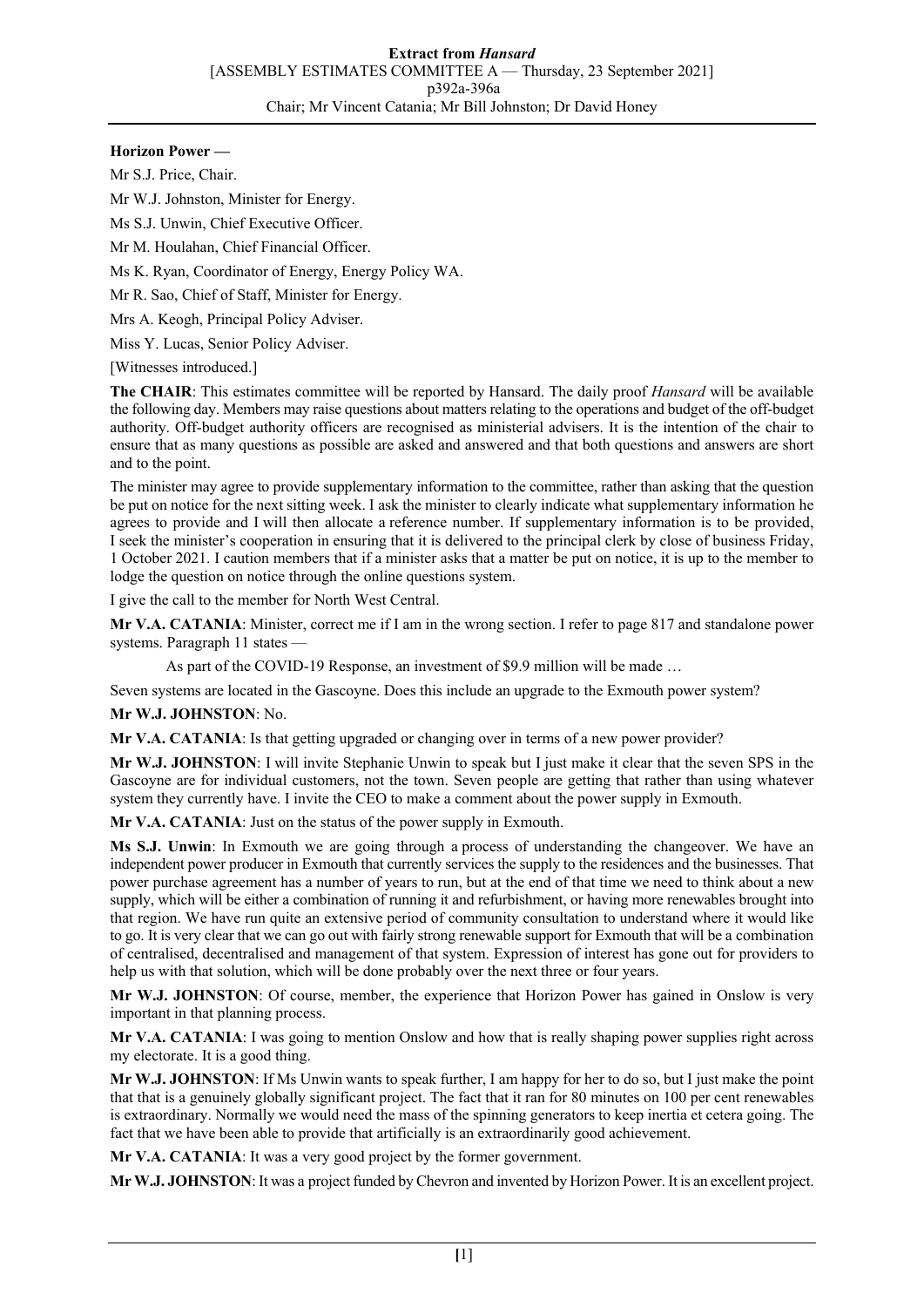**Horizon Power —**

Mr S.J. Price, Chair.

Mr W.J. Johnston, Minister for Energy.

Ms S.J. Unwin, Chief Executive Officer.

Mr M. Houlahan, Chief Financial Officer.

Ms K. Ryan, Coordinator of Energy, Energy Policy WA.

Mr R. Sao, Chief of Staff, Minister for Energy.

Mrs A. Keogh, Principal Policy Adviser.

Miss Y. Lucas, Senior Policy Adviser.

[Witnesses introduced.]

**The CHAIR**: This estimates committee will be reported by Hansard. The daily proof *Hansard* will be available the following day. Members may raise questions about matters relating to the operations and budget of the off-budget authority. Off-budget authority officers are recognised as ministerial advisers. It is the intention of the chair to ensure that as many questions as possible are asked and answered and that both questions and answers are short and to the point.

The minister may agree to provide supplementary information to the committee, rather than asking that the question be put on notice for the next sitting week. I ask the minister to clearly indicate what supplementary information he agrees to provide and I will then allocate a reference number. If supplementary information is to be provided, I seek the minister's cooperation in ensuring that it is delivered to the principal clerk by close of business Friday, 1 October 2021. I caution members that if a minister asks that a matter be put on notice, it is up to the member to lodge the question on notice through the online questions system.

I give the call to the member for North West Central.

**Mr V.A. CATANIA**: Minister, correct me if I am in the wrong section. I refer to page 817 and standalone power systems. Paragraph 11 states —

> As part of the COVID-19 Response, an investment of $9.9 million will be made …

Seven systems are located in the Gascoyne. Does this include an upgrade to the Exmouth power system?

**Mr W.J. JOHNSTON**: No.

**Mr V.A. CATANIA**: Is that getting upgraded or changing over in terms of a new power provider?

**Mr W.J. JOHNSTON**: I will invite Stephanie Unwin to speak but I just make it clear that the seven SPS in the Gascoyne are for individual customers, not the town. Seven people are getting that rather than using whatever system they currently have. I invite the CEO to make a comment about the power supply in Exmouth.

**Mr V.A. CATANIA**: Just on the status of the power supply in Exmouth.

**Ms S.J. Unwin**: In Exmouth we are going through a process of understanding the changeover. We have an independent power producer in Exmouth that currently services the supply to the residences and the businesses. That power purchase agreement has a number of years to run, but at the end of that time we need to think about a new supply, which will be either a combination of running it and refurbishment, or having more renewables brought into that region. We have run quite an extensive period of community consultation to understand where it would like to go. It is very clear that we can go out with fairly strong renewable support for Exmouth that will be a combination of centralised, decentralised and management of that system. Expression of interest has gone out for providers to help us with that solution, which will be done probably over the next three or four years.

**Mr W.J. JOHNSTON**: Of course, member, the experience that Horizon Power has gained in Onslow is very important in that planning process.

**Mr V.A. CATANIA**: I was going to mention Onslow and how that is really shaping power supplies right across my electorate. It is a good thing.

**Mr W.J. JOHNSTON**: If Ms Unwin wants to speak further, I am happy for her to do so, but I just make the point that that is a genuinely globally significant project. The fact that it ran for 80 minutes on 100 per cent renewables is extraordinary. Normally we would need the mass of the spinning generators to keep inertia et cetera going. The fact that we have been able to provide that artificially is an extraordinarily good achievement.

**Mr V.A. CATANIA**: It was a very good project by the former government.

**Mr W.J. JOHNSTON**: It was a project funded by Chevron and invented by Horizon Power. It is an excellent project.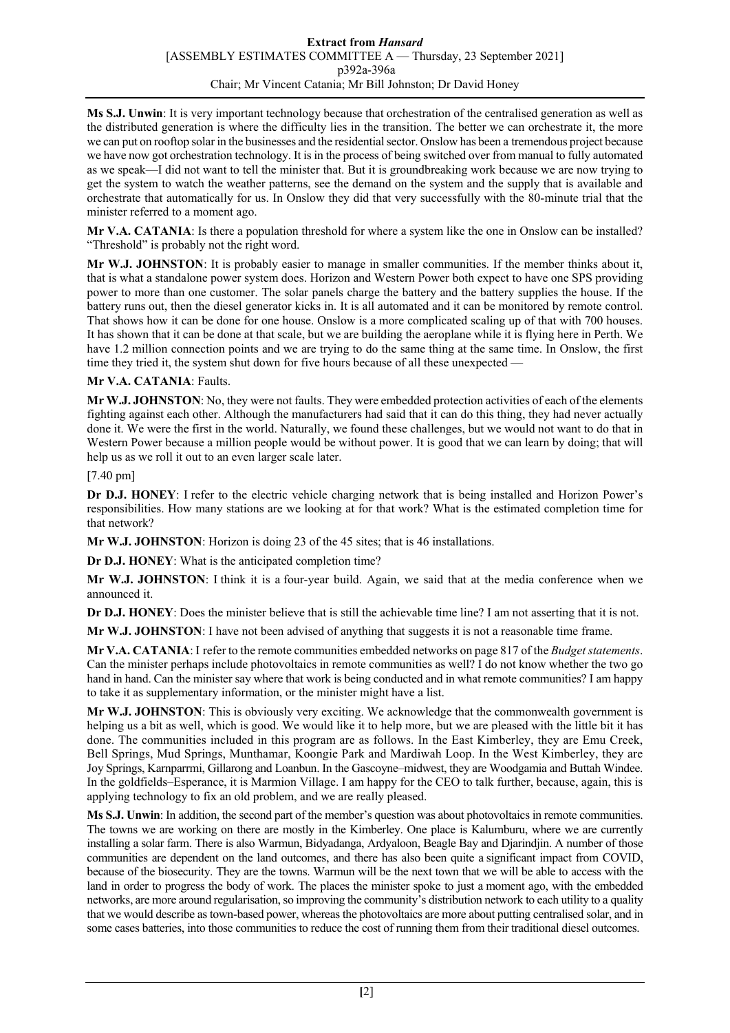**Ms S.J. Unwin**: It is very important technology because that orchestration of the centralised generation as well as the distributed generation is where the difficulty lies in the transition. The better we can orchestrate it, the more we can put on rooftop solar in the businesses and the residential sector. Onslow has been a tremendous project because we have now got orchestration technology. It is in the process of being switched over from manual to fully automated as we speak—I did not want to tell the minister that. But it is groundbreaking work because we are now trying to get the system to watch the weather patterns, see the demand on the system and the supply that is available and orchestrate that automatically for us. In Onslow they did that very successfully with the 80-minute trial that the minister referred to a moment ago.

**Mr V.A. CATANIA**: Is there a population threshold for where a system like the one in Onslow can be installed? "Threshold" is probably not the right word.

**Mr W.J. JOHNSTON**: It is probably easier to manage in smaller communities. If the member thinks about it, that is what a standalone power system does. Horizon and Western Power both expect to have one SPS providing power to more than one customer. The solar panels charge the battery and the battery supplies the house. If the battery runs out, then the diesel generator kicks in. It is all automated and it can be monitored by remote control. That shows how it can be done for one house. Onslow is a more complicated scaling up of that with 700 houses. It has shown that it can be done at that scale, but we are building the aeroplane while it is flying here in Perth. We have 1.2 million connection points and we are trying to do the same thing at the same time. In Onslow, the first time they tried it, the system shut down for five hours because of all these unexpected —

**Mr V.A. CATANIA**: Faults.

**Mr W.J. JOHNSTON**: No, they were not faults. They were embedded protection activities of each of the elements fighting against each other. Although the manufacturers had said that it can do this thing, they had never actually done it. We were the first in the world. Naturally, we found these challenges, but we would not want to do that in Western Power because a million people would be without power. It is good that we can learn by doing; that will help us as we roll it out to an even larger scale later.

[7.40 pm]

**Dr D.J. HONEY**: I refer to the electric vehicle charging network that is being installed and Horizon Power's responsibilities. How many stations are we looking at for that work? What is the estimated completion time for that network?

**Mr W.J. JOHNSTON**: Horizon is doing 23 of the 45 sites; that is 46 installations.

**Dr D.J. HONEY**: What is the anticipated completion time?

**Mr W.J. JOHNSTON**: I think it is a four-year build. Again, we said that at the media conference when we announced it.

**Dr D.J. HONEY**: Does the minister believe that is still the achievable time line? I am not asserting that it is not.

**Mr W.J. JOHNSTON**: I have not been advised of anything that suggests it is not a reasonable time frame.

**Mr V.A. CATANIA**: I refer to the remote communities embedded networks on page 817 of the *Budget statements*. Can the minister perhaps include photovoltaics in remote communities as well? I do not know whether the two go hand in hand. Can the minister say where that work is being conducted and in what remote communities? I am happy to take it as supplementary information, or the minister might have a list.

**Mr W.J. JOHNSTON**: This is obviously very exciting. We acknowledge that the commonwealth government is helping us a bit as well, which is good. We would like it to help more, but we are pleased with the little bit it has done. The communities included in this program are as follows. In the East Kimberley, they are Emu Creek, Bell Springs, Mud Springs, Munthamar, Koongie Park and Mardiwah Loop. In the West Kimberley, they are Joy Springs, Karnparrmi, Gillarong and Loanbun. In the Gascoyne–midwest, they are Woodgamia and Buttah Windee. In the goldfields–Esperance, it is Marmion Village. I am happy for the CEO to talk further, because, again, this is applying technology to fix an old problem, and we are really pleased.

**Ms S.J. Unwin**: In addition, the second part of the member's question was about photovoltaics in remote communities. The towns we are working on there are mostly in the Kimberley. One place is Kalumburu, where we are currently installing a solar farm. There is also Warmun, Bidyadanga, Ardyaloon, Beagle Bay and Djarindjin. A number of those communities are dependent on the land outcomes, and there has also been quite a significant impact from COVID, because of the biosecurity. They are the towns. Warmun will be the next town that we will be able to access with the land in order to progress the body of work. The places the minister spoke to just a moment ago, with the embedded networks, are more around regularisation, so improving the community's distribution network to each utility to a quality that we would describe as town-based power, whereas the photovoltaics are more about putting centralised solar, and in some cases batteries, into those communities to reduce the cost of running them from their traditional diesel outcomes.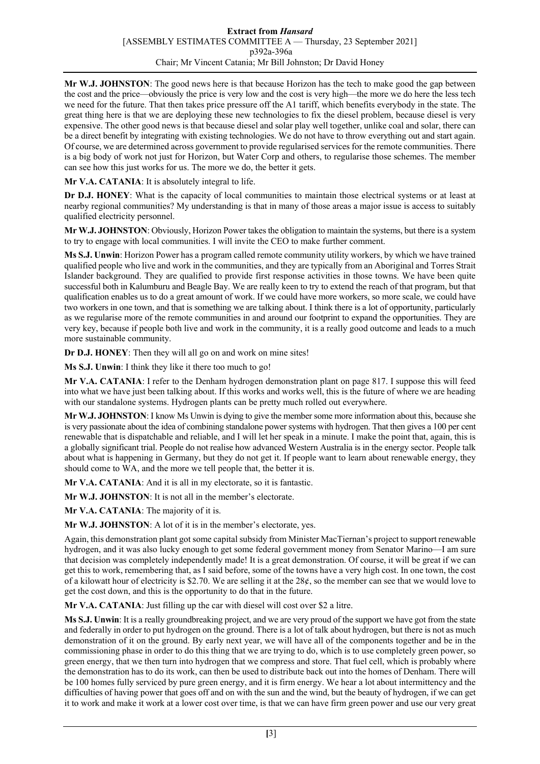**Mr W.J. JOHNSTON**: The good news here is that because Horizon has the tech to make good the gap between the cost and the price—obviously the price is very low and the cost is very high—the more we do here the less tech we need for the future. That then takes price pressure off the A1 tariff, which benefits everybody in the state. The great thing here is that we are deploying these new technologies to fix the diesel problem, because diesel is very expensive. The other good news is that because diesel and solar play well together, unlike coal and solar, there can be a direct benefit by integrating with existing technologies. We do not have to throw everything out and start again. Of course, we are determined across government to provide regularised services for the remote communities. There is a big body of work not just for Horizon, but Water Corp and others, to regularise those schemes. The member can see how this just works for us. The more we do, the better it gets.

**Mr V.A. CATANIA**: It is absolutely integral to life.

**Dr D.J. HONEY**: What is the capacity of local communities to maintain those electrical systems or at least at nearby regional communities? My understanding is that in many of those areas a major issue is access to suitably qualified electricity personnel.

**Mr W.J. JOHNSTON**: Obviously, Horizon Power takes the obligation to maintain the systems, but there is a system to try to engage with local communities. I will invite the CEO to make further comment.

**Ms S.J. Unwin**: Horizon Power has a program called remote community utility workers, by which we have trained qualified people who live and work in the communities, and they are typically from an Aboriginal and Torres Strait Islander background. They are qualified to provide first response activities in those towns. We have been quite successful both in Kalumburu and Beagle Bay. We are really keen to try to extend the reach of that program, but that qualification enables us to do a great amount of work. If we could have more workers, so more scale, we could have two workers in one town, and that is something we are talking about. I think there is a lot of opportunity, particularly as we regularise more of the remote communities in and around our footprint to expand the opportunities. They are very key, because if people both live and work in the community, it is a really good outcome and leads to a much more sustainable community.

**Dr D.J. HONEY**: Then they will all go on and work on mine sites!

**Ms S.J. Unwin**: I think they like it there too much to go!

**Mr V.A. CATANIA**: I refer to the Denham hydrogen demonstration plant on page 817. I suppose this will feed into what we have just been talking about. If this works and works well, this is the future of where we are heading with our standalone systems. Hydrogen plants can be pretty much rolled out everywhere.

**Mr W.J. JOHNSTON**: I know Ms Unwin is dying to give the member some more information about this, because she is very passionate about the idea of combining standalone power systems with hydrogen. That then gives a 100 per cent renewable that is dispatchable and reliable, and I will let her speak in a minute. I make the point that, again, this is a globally significant trial. People do not realise how advanced Western Australia is in the energy sector. People talk about what is happening in Germany, but they do not get it. If people want to learn about renewable energy, they should come to WA, and the more we tell people that, the better it is.

**Mr V.A. CATANIA**: And it is all in my electorate, so it is fantastic.

**Mr W.J. JOHNSTON**: It is not all in the member's electorate.

**Mr V.A. CATANIA**: The majority of it is.

**Mr W.J. JOHNSTON**: A lot of it is in the member's electorate, yes.

Again, this demonstration plant got some capital subsidy from Minister MacTiernan's project to support renewable hydrogen, and it was also lucky enough to get some federal government money from Senator Marino—I am sure that decision was completely independently made! It is a great demonstration. Of course, it will be great if we can get this to work, remembering that, as I said before, some of the towns have a very high cost. In one town, the cost of a kilowatt hour of electricity is \$2.70. We are selling it at the 28¢, so the member can see that we would love to get the cost down, and this is the opportunity to do that in the future.

**Mr V.A. CATANIA**: Just filling up the car with diesel will cost over \$2 a litre.

**Ms S.J. Unwin**: It is a really groundbreaking project, and we are very proud of the support we have got from the state and federally in order to put hydrogen on the ground. There is a lot of talk about hydrogen, but there is not as much demonstration of it on the ground. By early next year, we will have all of the components together and be in the commissioning phase in order to do this thing that we are trying to do, which is to use completely green power, so green energy, that we then turn into hydrogen that we compress and store. That fuel cell, which is probably where the demonstration has to do its work, can then be used to distribute back out into the homes of Denham. There will be 100 homes fully serviced by pure green energy, and it is firm energy. We hear a lot about intermittency and the difficulties of having power that goes off and on with the sun and the wind, but the beauty of hydrogen, if we can get it to work and make it work at a lower cost over time, is that we can have firm green power and use our very great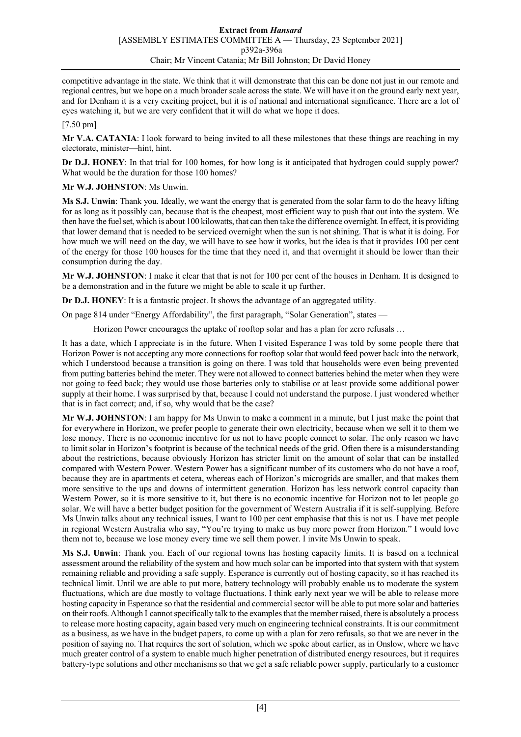competitive advantage in the state. We think that it will demonstrate that this can be done not just in our remote and regional centres, but we hope on a much broader scale across the state. We will have it on the ground early next year, and for Denham it is a very exciting project, but it is of national and international significance. There are a lot of eyes watching it, but we are very confident that it will do what we hope it does.

[7.50 pm]

**Mr V.A. CATANIA**: I look forward to being invited to all these milestones that these things are reaching in my electorate, minister—hint, hint.

**Dr D.J. HONEY**: In that trial for 100 homes, for how long is it anticipated that hydrogen could supply power? What would be the duration for those 100 homes?

**Mr W.J. JOHNSTON**: Ms Unwin.

**Ms S.J. Unwin**: Thank you. Ideally, we want the energy that is generated from the solar farm to do the heavy lifting for as long as it possibly can, because that is the cheapest, most efficient way to push that out into the system. We then have the fuel set, which is about 100 kilowatts, that can then take the difference overnight. In effect, it is providing that lower demand that is needed to be serviced overnight when the sun is not shining. That is what it is doing. For how much we will need on the day, we will have to see how it works, but the idea is that it provides 100 per cent of the energy for those 100 houses for the time that they need it, and that overnight it should be lower than their consumption during the day.

**Mr W.J. JOHNSTON**: I make it clear that that is not for 100 per cent of the houses in Denham. It is designed to be a demonstration and in the future we might be able to scale it up further.

**Dr D.J. HONEY**: It is a fantastic project. It shows the advantage of an aggregated utility.

On page 814 under "Energy Affordability", the first paragraph, "Solar Generation", states —

> Horizon Power encourages the uptake of rooftop solar and has a plan for zero refusals …

It has a date, which I appreciate is in the future. When I visited Esperance I was told by some people there that Horizon Power is not accepting any more connections for rooftop solar that would feed power back into the network, which I understood because a transition is going on there. I was told that households were even being prevented from putting batteries behind the meter. They were not allowed to connect batteries behind the meter when they were not going to feed back; they would use those batteries only to stabilise or at least provide some additional power supply at their home. I was surprised by that, because I could not understand the purpose. I just wondered whether that is in fact correct; and, if so, why would that be the case?

**Mr W.J. JOHNSTON**: I am happy for Ms Unwin to make a comment in a minute, but I just make the point that for everywhere in Horizon, we prefer people to generate their own electricity, because when we sell it to them we lose money. There is no economic incentive for us not to have people connect to solar. The only reason we have to limit solar in Horizon's footprint is because of the technical needs of the grid. Often there is a misunderstanding about the restrictions, because obviously Horizon has stricter limit on the amount of solar that can be installed compared with Western Power. Western Power has a significant number of its customers who do not have a roof, because they are in apartments et cetera, whereas each of Horizon's microgrids are smaller, and that makes them more sensitive to the ups and downs of intermittent generation. Horizon has less network control capacity than Western Power, so it is more sensitive to it, but there is no economic incentive for Horizon not to let people go solar. We will have a better budget position for the government of Western Australia if it is self-supplying. Before Ms Unwin talks about any technical issues, I want to 100 per cent emphasise that this is not us. I have met people in regional Western Australia who say, "You're trying to make us buy more power from Horizon." I would love them not to, because we lose money every time we sell them power. I invite Ms Unwin to speak.

**Ms S.J. Unwin**: Thank you. Each of our regional towns has hosting capacity limits. It is based on a technical assessment around the reliability of the system and how much solar can be imported into that system with that system remaining reliable and providing a safe supply. Esperance is currently out of hosting capacity, so it has reached its technical limit. Until we are able to put more, battery technology will probably enable us to moderate the system fluctuations, which are due mostly to voltage fluctuations. I think early next year we will be able to release more hosting capacity in Esperance so that the residential and commercial sector will be able to put more solar and batteries on their roofs. Although I cannot specifically talk to the examples that the member raised, there is absolutely a process to release more hosting capacity, again based very much on engineering technical constraints. It is our commitment as a business, as we have in the budget papers, to come up with a plan for zero refusals, so that we are never in the position of saying no. That requires the sort of solution, which we spoke about earlier, as in Onslow, where we have much greater control of a system to enable much higher penetration of distributed energy resources, but it requires battery-type solutions and other mechanisms so that we get a safe reliable power supply, particularly to a customer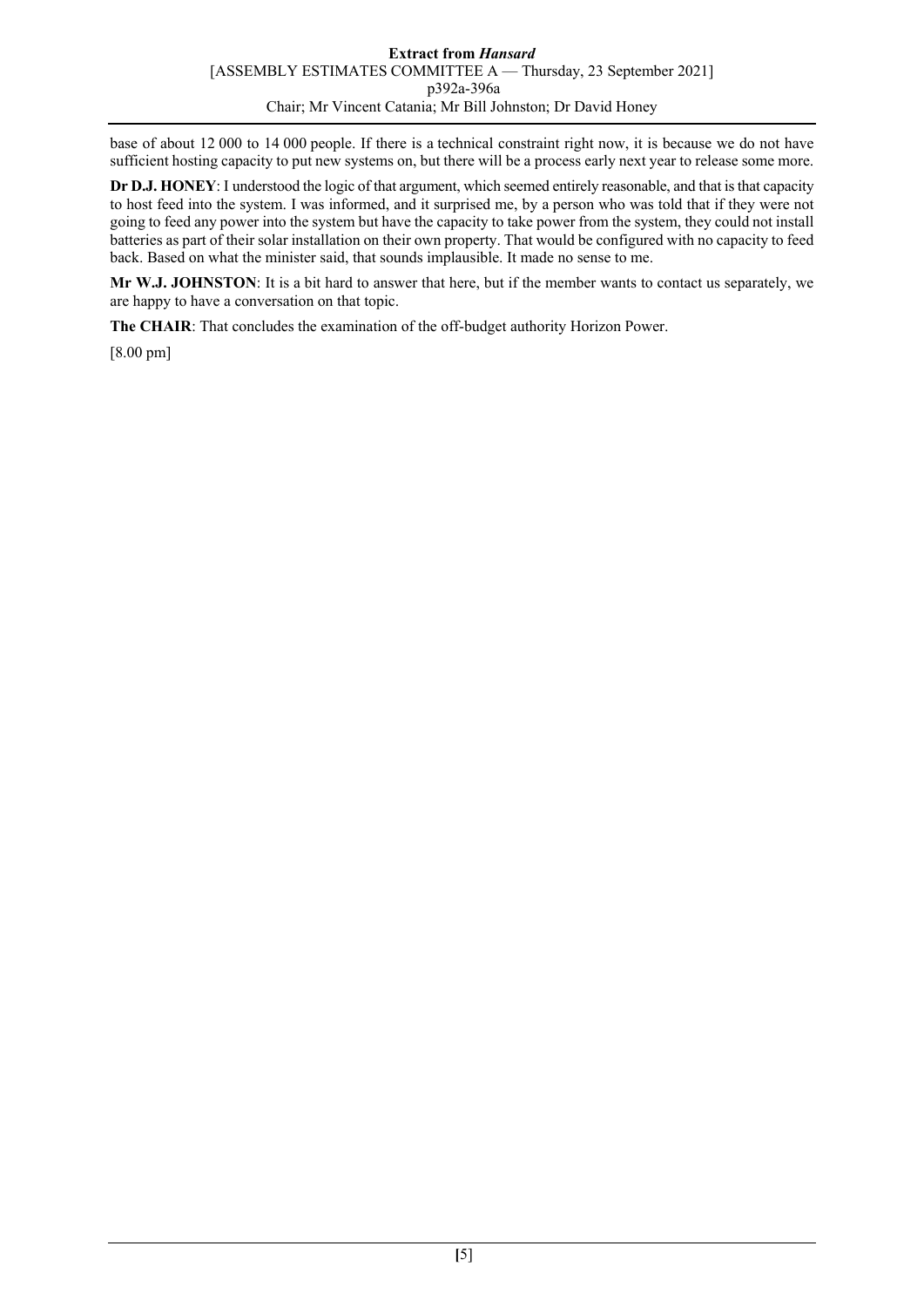base of about 12 000 to 14 000 people. If there is a technical constraint right now, it is because we do not have sufficient hosting capacity to put new systems on, but there will be a process early next year to release some more.

**Dr D.J. HONEY**: I understood the logic of that argument, which seemed entirely reasonable, and that is that capacity to host feed into the system. I was informed, and it surprised me, by a person who was told that if they were not going to feed any power into the system but have the capacity to take power from the system, they could not install batteries as part of their solar installation on their own property. That would be configured with no capacity to feed back. Based on what the minister said, that sounds implausible. It made no sense to me.

**Mr W.J. JOHNSTON**: It is a bit hard to answer that here, but if the member wants to contact us separately, we are happy to have a conversation on that topic.

**The CHAIR**: That concludes the examination of the off-budget authority Horizon Power.

[8.00 pm]